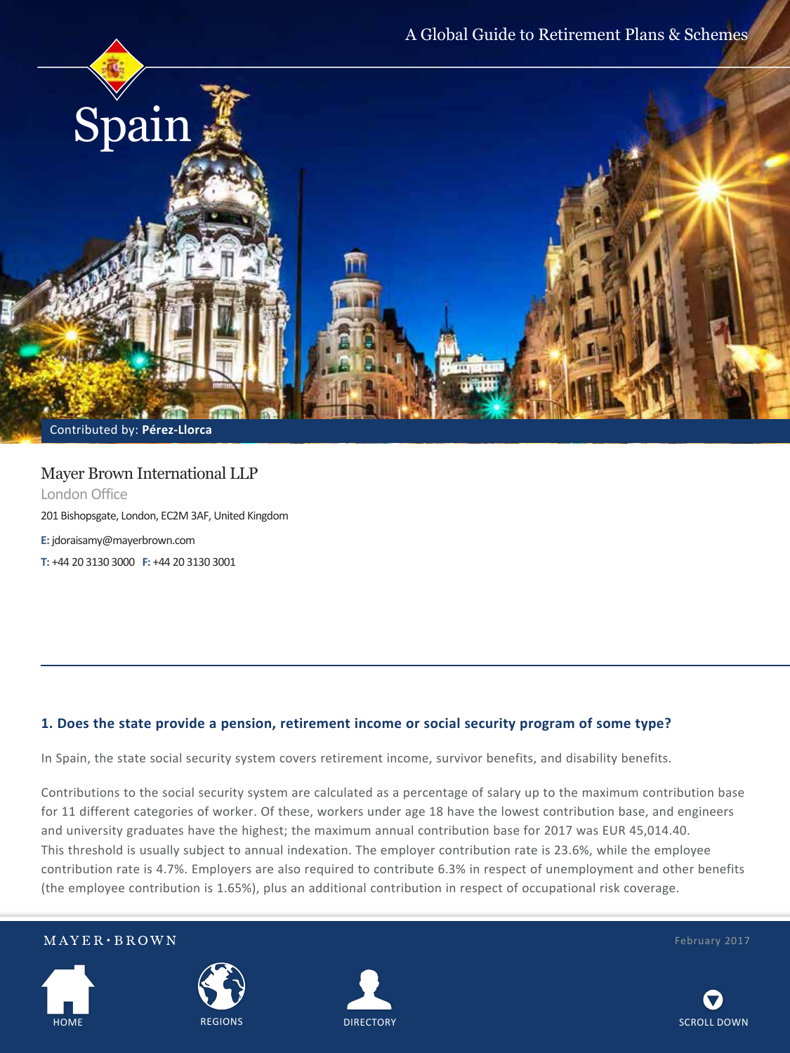A Global Guide to Retirement Plans & Schemes

# Spain

Contributed by: **Pérez-Llorca**

Mayer Brown International LLP

London Office

201 Bishopsgate, London, EC2M 3AF, United Kingdom

**E:** jdoraisamy@mayerbrown.com

**T:** +44 20 3130 3000 **F:** +44 20 3130 3001

### 1. Does the state provide a pension, retirement income or social security program of some type?

In Spain, the state social security system covers retirement income, survivor benefits, and disability benefits.

Contributions to the social security system are calculated as a percentage of salary up to the maximum contribution base for 11 different categories of worker. Of these, workers under age 18 have the lowest contribution base, and engineers and university graduates have the highest; the maximum annual contribution base for 2017 was EUR 45,014.40. This threshold is usually subject to annual indexation. The employer contribution rate is 23.6%, while the employee contribution rate is 4.7%. Employers are also required to contribute 6.3% in respect of unemployment and other benefits (the employee contribution is 1.65%), plus an additional contribution in respect of occupational risk coverage.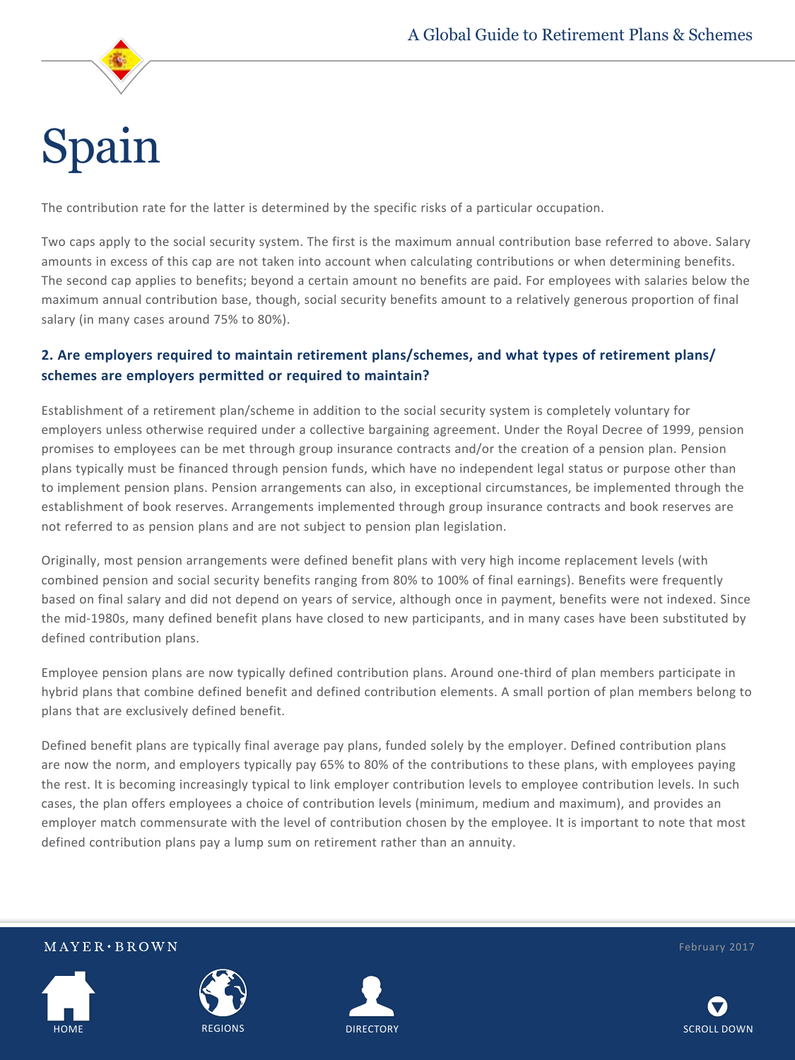# Spain

The contribution rate for the latter is determined by the specific risks of a particular occupation.

Two caps apply to the social security system. The first is the maximum annual contribution base referred to above. Salary amounts in excess of this cap are not taken into account when calculating contributions or when determining benefits. The second cap applies to benefits; beyond a certain amount no benefits are paid. For employees with salaries below the maximum annual contribution base, though, social security benefits amount to a relatively generous proportion of final salary (in many cases around 75% to 80%).

### 2. Are employers required to maintain retirement plans/schemes, and what types of retirement plans/schemes are employers permitted or required to maintain?

Establishment of a retirement plan/scheme in addition to the social security system is completely voluntary for employers unless otherwise required under a collective bargaining agreement. Under the Royal Decree of 1999, pension promises to employees can be met through group insurance contracts and/or the creation of a pension plan. Pension plans typically must be financed through pension funds, which have no independent legal status or purpose other than to implement pension plans. Pension arrangements can also, in exceptional circumstances, be implemented through the establishment of book reserves. Arrangements implemented through group insurance contracts and book reserves are not referred to as pension plans and are not subject to pension plan legislation.

Originally, most pension arrangements were defined benefit plans with very high income replacement levels (with combined pension and social security benefits ranging from 80% to 100% of final earnings). Benefits were frequently based on final salary and did not depend on years of service, although once in payment, benefits were not indexed. Since the mid-1980s, many defined benefit plans have closed to new participants, and in many cases have been substituted by defined contribution plans.

Employee pension plans are now typically defined contribution plans. Around one-third of plan members participate in hybrid plans that combine defined benefit and defined contribution elements. A small portion of plan members belong to plans that are exclusively defined benefit.

Defined benefit plans are typically final average pay plans, funded solely by the employer. Defined contribution plans are now the norm, and employers typically pay 65% to 80% of the contributions to these plans, with employees paying the rest. It is becoming increasingly typical to link employer contribution levels to employee contribution levels. In such cases, the plan offers employees a choice of contribution levels (minimum, medium and maximum), and provides an employer match commensurate with the level of contribution chosen by the employee. It is important to note that most defined contribution plans pay a lump sum on retirement rather than an annuity.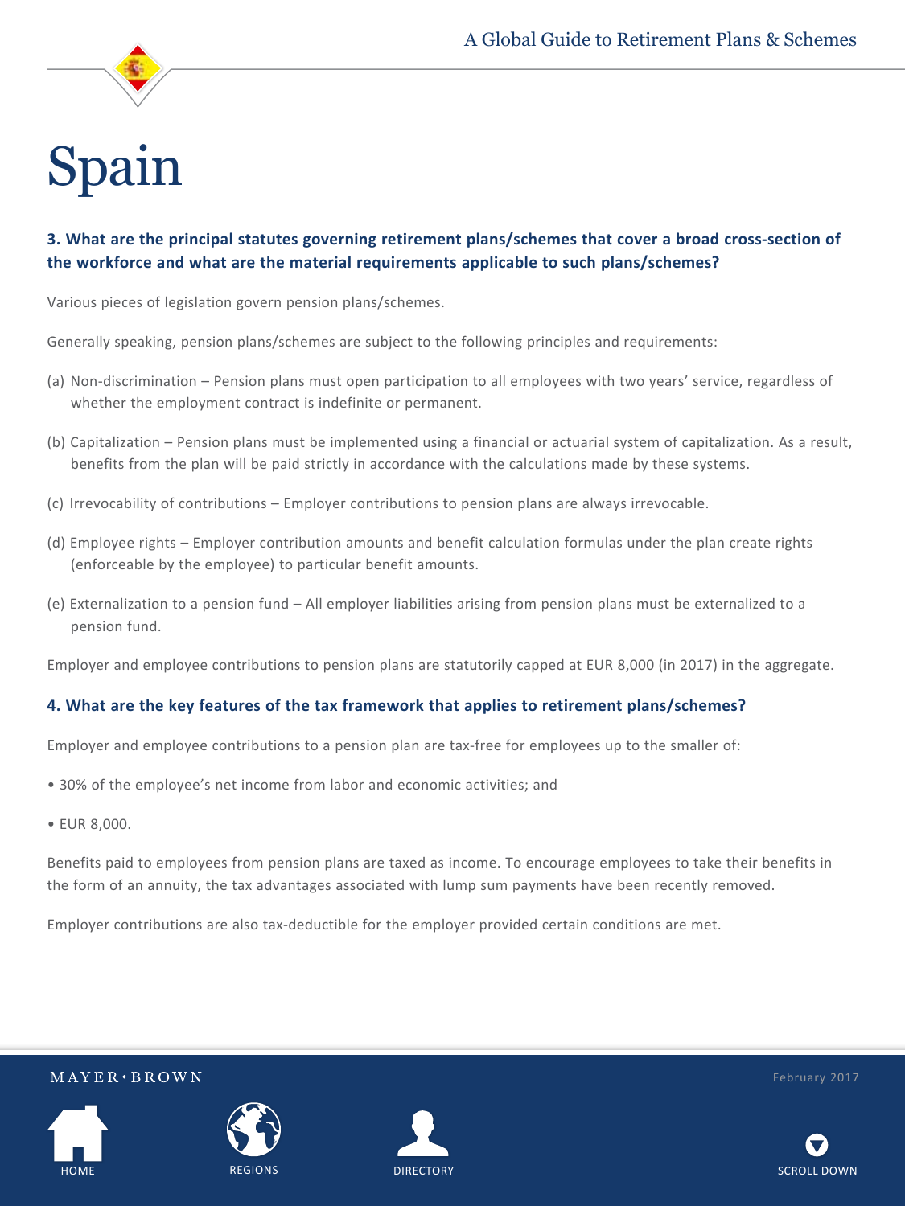# Spain

### 3. What are the principal statutes governing retirement plans/schemes that cover a broad cross-section of the workforce and what are the material requirements applicable to such plans/schemes?

Various pieces of legislation govern pension plans/schemes.

Generally speaking, pension plans/schemes are subject to the following principles and requirements:

(a) Non-discrimination – Pension plans must open participation to all employees with two years' service, regardless of whether the employment contract is indefinite or permanent.

(b) Capitalization – Pension plans must be implemented using a financial or actuarial system of capitalization. As a result, benefits from the plan will be paid strictly in accordance with the calculations made by these systems.

(c) Irrevocability of contributions – Employer contributions to pension plans are always irrevocable.

(d) Employee rights – Employer contribution amounts and benefit calculation formulas under the plan create rights (enforceable by the employee) to particular benefit amounts.

(e) Externalization to a pension fund – All employer liabilities arising from pension plans must be externalized to a pension fund.

Employer and employee contributions to pension plans are statutorily capped at EUR 8,000 (in 2017) in the aggregate.

### 4. What are the key features of the tax framework that applies to retirement plans/schemes?

Employer and employee contributions to a pension plan are tax-free for employees up to the smaller of:

- 30% of the employee's net income from labor and economic activities; and
- EUR 8,000.

Benefits paid to employees from pension plans are taxed as income. To encourage employees to take their benefits in the form of an annuity, the tax advantages associated with lump sum payments have been recently removed.

Employer contributions are also tax-deductible for the employer provided certain conditions are met.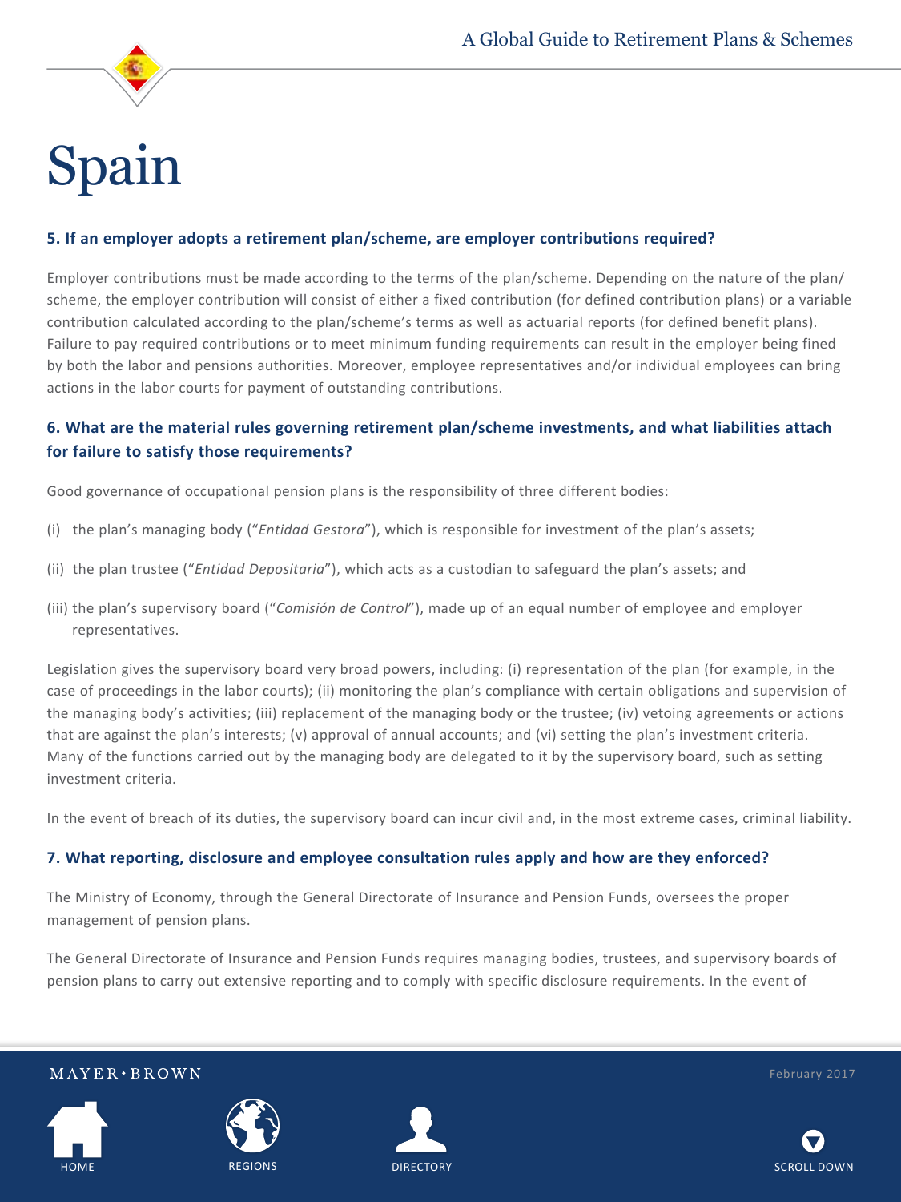# Spain

### 5. If an employer adopts a retirement plan/scheme, are employer contributions required?

Employer contributions must be made according to the terms of the plan/scheme. Depending on the nature of the plan/scheme, the employer contribution will consist of either a fixed contribution (for defined contribution plans) or a variable contribution calculated according to the plan/scheme's terms as well as actuarial reports (for defined benefit plans). Failure to pay required contributions or to meet minimum funding requirements can result in the employer being fined by both the labor and pensions authorities. Moreover, employee representatives and/or individual employees can bring actions in the labor courts for payment of outstanding contributions.

### 6. What are the material rules governing retirement plan/scheme investments, and what liabilities attach for failure to satisfy those requirements?

Good governance of occupational pension plans is the responsibility of three different bodies:

(i) the plan's managing body ("*Entidad Gestora*"), which is responsible for investment of the plan's assets;

(ii) the plan trustee ("*Entidad Depositaria*"), which acts as a custodian to safeguard the plan's assets; and

(iii) the plan's supervisory board ("*Comisión de Control*"), made up of an equal number of employee and employer representatives.

Legislation gives the supervisory board very broad powers, including: (i) representation of the plan (for example, in the case of proceedings in the labor courts); (ii) monitoring the plan's compliance with certain obligations and supervision of the managing body's activities; (iii) replacement of the managing body or the trustee; (iv) vetoing agreements or actions that are against the plan's interests; (v) approval of annual accounts; and (vi) setting the plan's investment criteria. Many of the functions carried out by the managing body are delegated to it by the supervisory board, such as setting investment criteria.

In the event of breach of its duties, the supervisory board can incur civil and, in the most extreme cases, criminal liability.

### 7. What reporting, disclosure and employee consultation rules apply and how are they enforced?

The Ministry of Economy, through the General Directorate of Insurance and Pension Funds, oversees the proper management of pension plans.

The General Directorate of Insurance and Pension Funds requires managing bodies, trustees, and supervisory boards of pension plans to carry out extensive reporting and to comply with specific disclosure requirements. In the event of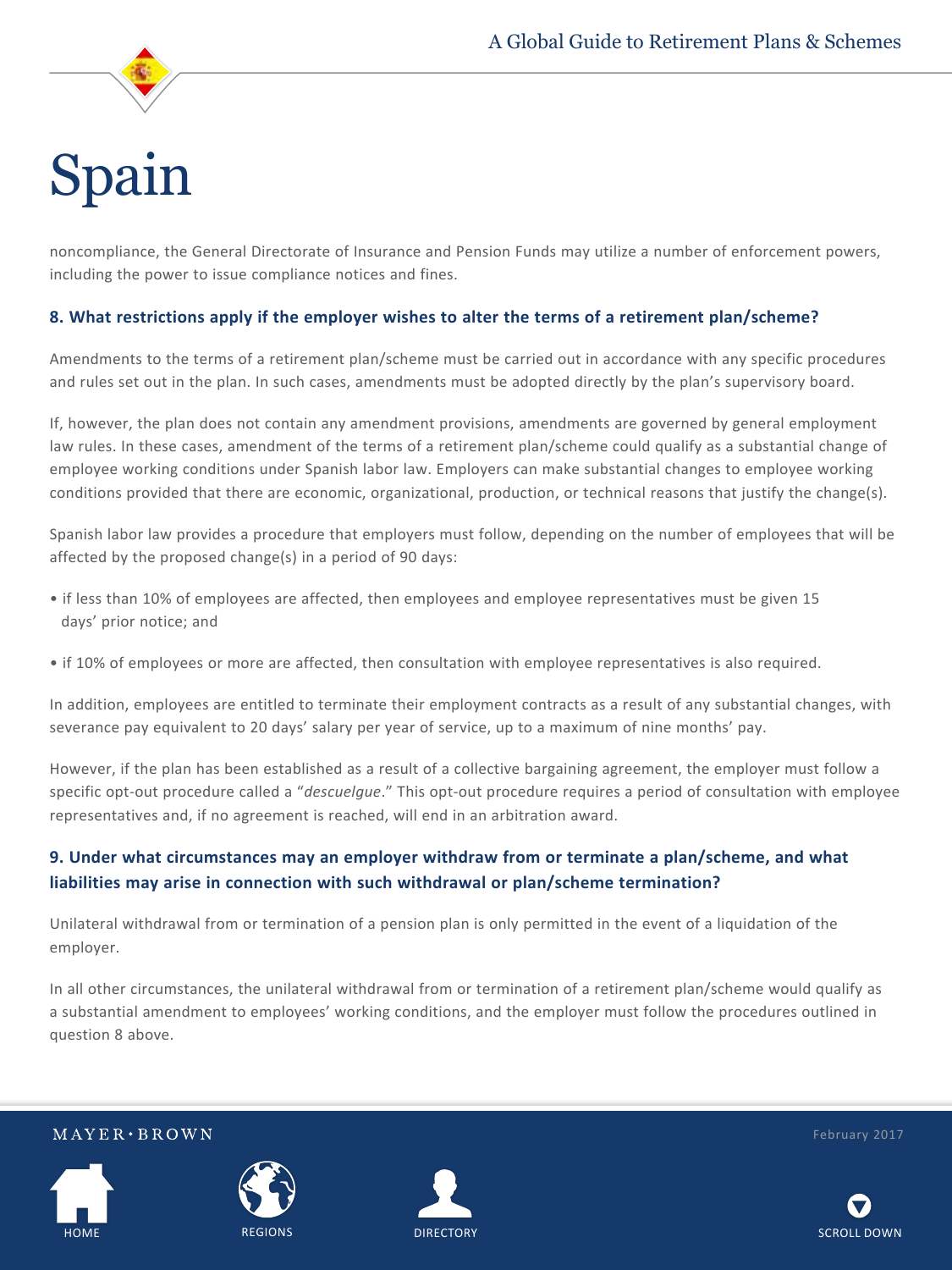# Spain

noncompliance, the General Directorate of Insurance and Pension Funds may utilize a number of enforcement powers, including the power to issue compliance notices and fines.

### 8. What restrictions apply if the employer wishes to alter the terms of a retirement plan/scheme?

Amendments to the terms of a retirement plan/scheme must be carried out in accordance with any specific procedures and rules set out in the plan. In such cases, amendments must be adopted directly by the plan's supervisory board.

If, however, the plan does not contain any amendment provisions, amendments are governed by general employment law rules. In these cases, amendment of the terms of a retirement plan/scheme could qualify as a substantial change of employee working conditions under Spanish labor law. Employers can make substantial changes to employee working conditions provided that there are economic, organizational, production, or technical reasons that justify the change(s).

Spanish labor law provides a procedure that employers must follow, depending on the number of employees that will be affected by the proposed change(s) in a period of 90 days:

- if less than 10% of employees are affected, then employees and employee representatives must be given 15 days' prior notice; and
- if 10% of employees or more are affected, then consultation with employee representatives is also required.

In addition, employees are entitled to terminate their employment contracts as a result of any substantial changes, with severance pay equivalent to 20 days' salary per year of service, up to a maximum of nine months' pay.

However, if the plan has been established as a result of a collective bargaining agreement, the employer must follow a specific opt-out procedure called a "*descuelgue*." This opt-out procedure requires a period of consultation with employee representatives and, if no agreement is reached, will end in an arbitration award.

### 9. Under what circumstances may an employer withdraw from or terminate a plan/scheme, and what liabilities may arise in connection with such withdrawal or plan/scheme termination?

Unilateral withdrawal from or termination of a pension plan is only permitted in the event of a liquidation of the employer.

In all other circumstances, the unilateral withdrawal from or termination of a retirement plan/scheme would qualify as a substantial amendment to employees' working conditions, and the employer must follow the procedures outlined in question 8 above.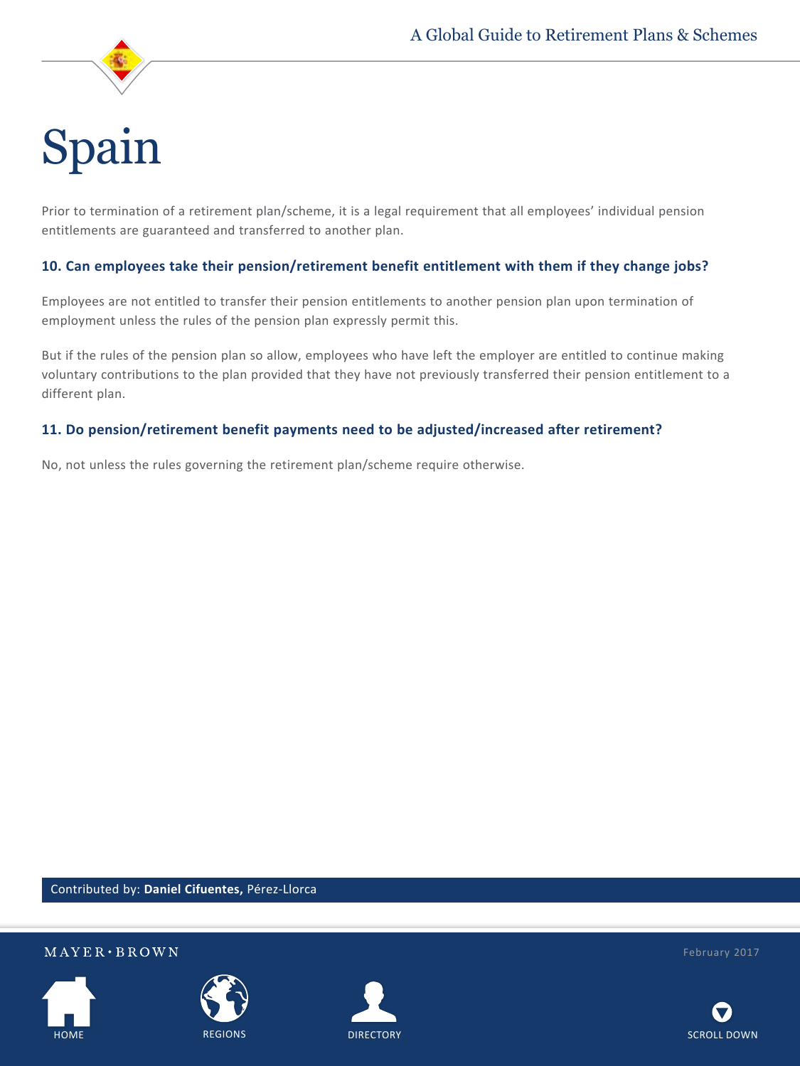# Spain

Prior to termination of a retirement plan/scheme, it is a legal requirement that all employees' individual pension entitlements are guaranteed and transferred to another plan.

### 10. Can employees take their pension/retirement benefit entitlement with them if they change jobs?

Employees are not entitled to transfer their pension entitlements to another pension plan upon termination of employment unless the rules of the pension plan expressly permit this.

But if the rules of the pension plan so allow, employees who have left the employer are entitled to continue making voluntary contributions to the plan provided that they have not previously transferred their pension entitlement to a different plan.

### 11. Do pension/retirement benefit payments need to be adjusted/increased after retirement?

No, not unless the rules governing the retirement plan/scheme require otherwise.

Contributed by: **Daniel Cifuentes,** Pérez-Llorca